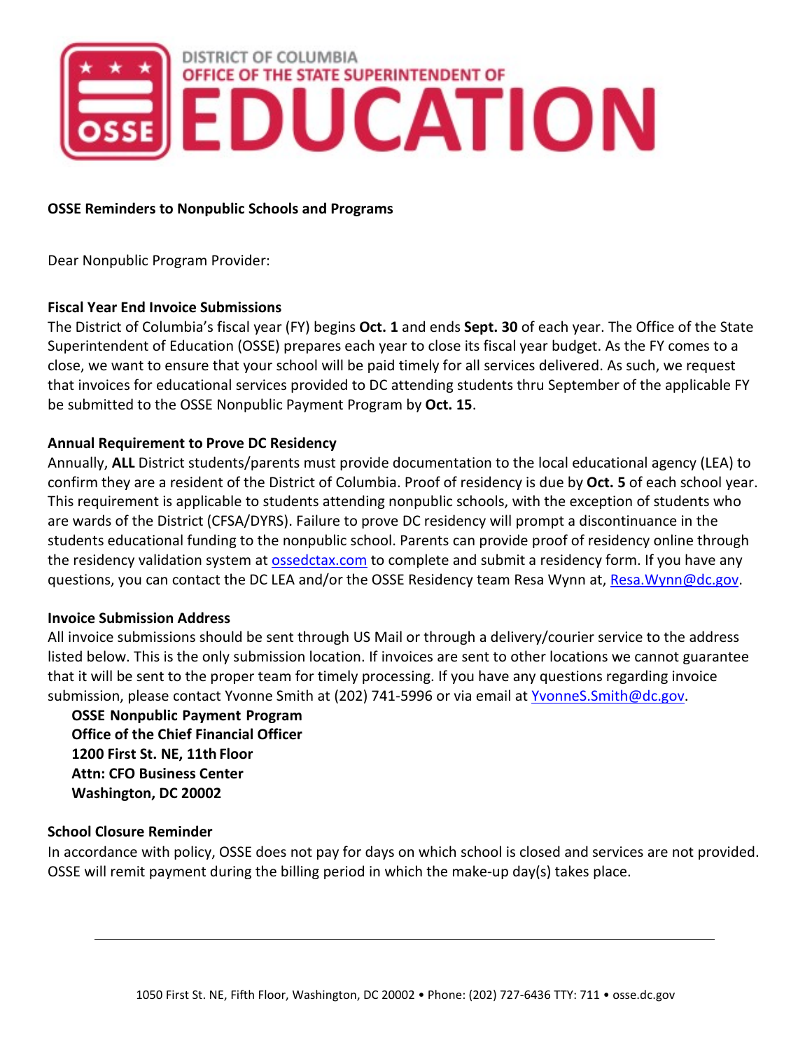DISTRICT OF COLUMBIA
OFFICE OF THE STATE SUPERINTENDENT OF
EDUCATION

**OSSE Reminders to Nonpublic Schools and Programs**

Dear Nonpublic Program Provider:

**Fiscal Year End Invoice Submissions**

The District of Columbia's fiscal year (FY) begins **Oct. 1** and ends **Sept. 30** of each year. The Office of the State Superintendent of Education (OSSE) prepares each year to close its fiscal year budget. As the FY comes to a close, we want to ensure that your school will be paid timely for all services delivered. As such, we request that invoices for educational services provided to DC attending students thru September of the applicable FY be submitted to the OSSE Nonpublic Payment Program by **Oct. 15**.

**Annual Requirement to Prove DC Residency**

Annually, **ALL** District students/parents must provide documentation to the local educational agency (LEA) to confirm they are a resident of the District of Columbia. Proof of residency is due by **Oct. 5** of each school year. This requirement is applicable to students attending nonpublic schools, with the exception of students who are wards of the District (CFSA/DYRS). Failure to prove DC residency will prompt a discontinuance in the students educational funding to the nonpublic school. Parents can provide proof of residency online through the residency validation system at ossedctax.com to complete and submit a residency form. If you have any questions, you can contact the DC LEA and/or the OSSE Residency team Resa Wynn at, Resa.Wynn@dc.gov.

**Invoice Submission Address**

All invoice submissions should be sent through US Mail or through a delivery/courier service to the address listed below. This is the only submission location. If invoices are sent to other locations we cannot guarantee that it will be sent to the proper team for timely processing. If you have any questions regarding invoice submission, please contact Yvonne Smith at (202) 741-5996 or via email at YvonneS.Smith@dc.gov.

**OSSE Nonpublic Payment Program**
**Office of the Chief Financial Officer**
**1200 First St. NE, 11th Floor**
**Attn: CFO Business Center**
**Washington, DC 20002**

**School Closure Reminder**

In accordance with policy, OSSE does not pay for days on which school is closed and services are not provided. OSSE will remit payment during the billing period in which the make-up day(s) takes place.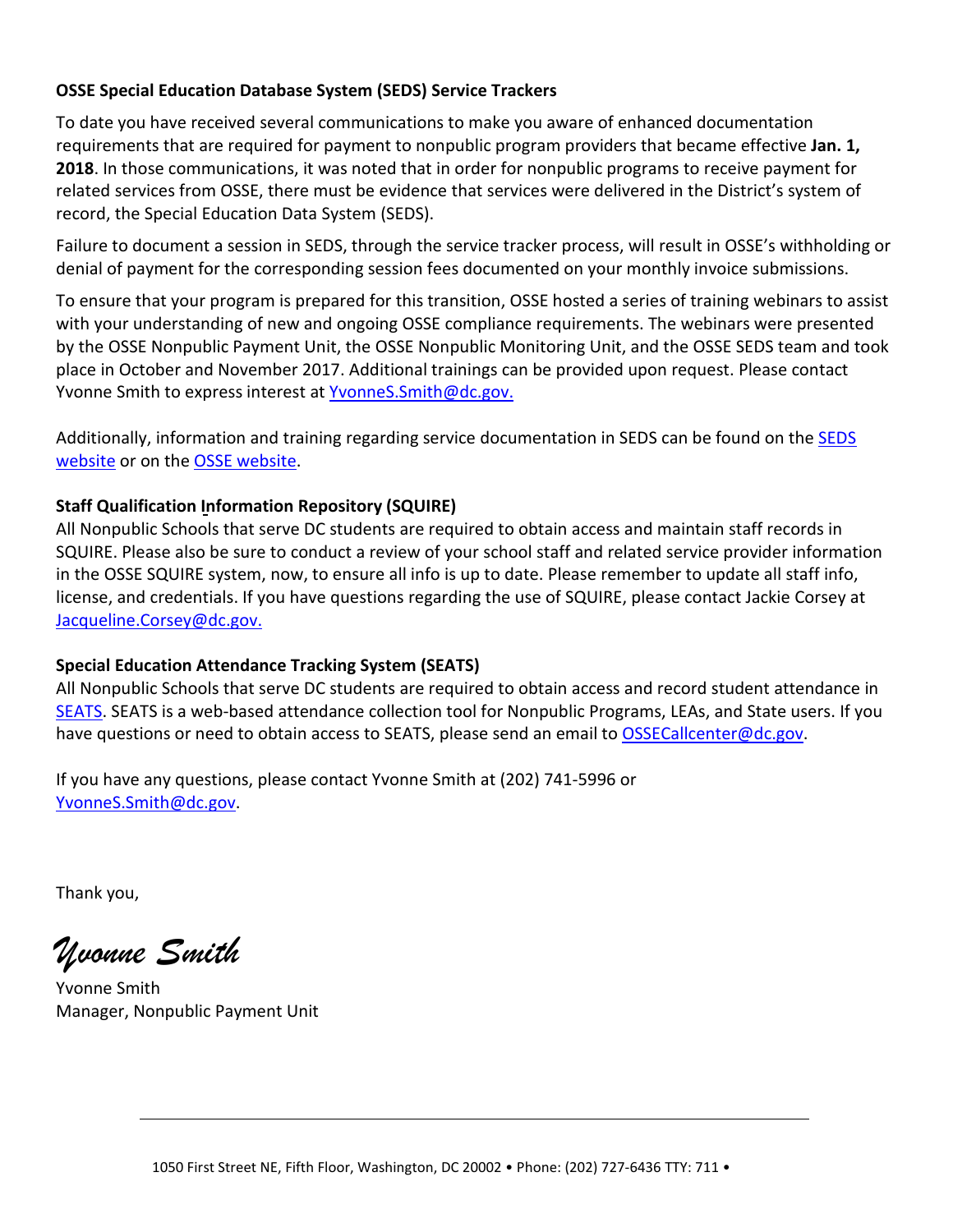**OSSE Special Education Database System (SEDS) Service Trackers**

To date you have received several communications to make you aware of enhanced documentation requirements that are required for payment to nonpublic program providers that became effective **Jan. 1, 2018**. In those communications, it was noted that in order for nonpublic programs to receive payment for related services from OSSE, there must be evidence that services were delivered in the District's system of record, the Special Education Data System (SEDS).

Failure to document a session in SEDS, through the service tracker process, will result in OSSE's withholding or denial of payment for the corresponding session fees documented on your monthly invoice submissions.

To ensure that your program is prepared for this transition, OSSE hosted a series of training webinars to assist with your understanding of new and ongoing OSSE compliance requirements. The webinars were presented by the OSSE Nonpublic Payment Unit, the OSSE Nonpublic Monitoring Unit, and the OSSE SEDS team and took place in October and November 2017. Additional trainings can be provided upon request. Please contact Yvonne Smith to express interest at YvonneS.Smith@dc.gov.

Additionally, information and training regarding service documentation in SEDS can be found on the SEDS website or on the OSSE website.

**Staff Qualification Information Repository (SQUIRE)**

All Nonpublic Schools that serve DC students are required to obtain access and maintain staff records in SQUIRE. Please also be sure to conduct a review of your school staff and related service provider information in the OSSE SQUIRE system, now, to ensure all info is up to date. Please remember to update all staff info, license, and credentials. If you have questions regarding the use of SQUIRE, please contact Jackie Corsey at Jacqueline.Corsey@dc.gov.

**Special Education Attendance Tracking System (SEATS)**

All Nonpublic Schools that serve DC students are required to obtain access and record student attendance in SEATS. SEATS is a web-based attendance collection tool for Nonpublic Programs, LEAs, and State users. If you have questions or need to obtain access to SEATS, please send an email to OSSECallcenter@dc.gov.

If you have any questions, please contact Yvonne Smith at (202) 741-5996 or YvonneS.Smith@dc.gov.

Thank you,

*Yvonne Smith*

Yvonne Smith
Manager, Nonpublic Payment Unit

1050 First Street NE, Fifth Floor, Washington, DC 20002 • Phone: (202) 727-6436 TTY: 711 •